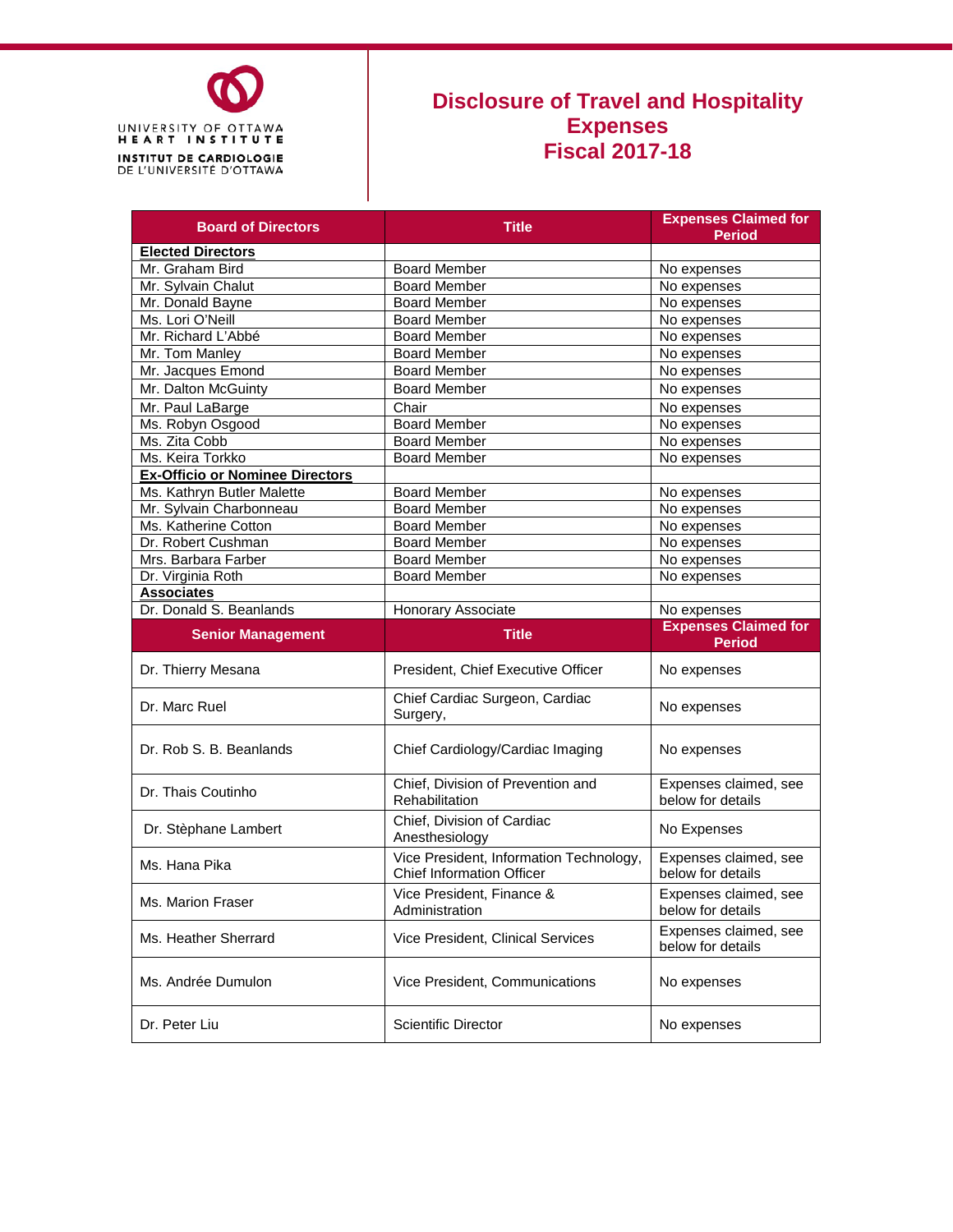UNIVERSITY OF OTTAWA HEART INSTITUTE
INSTITUT DE CARDIOLOGIE DE L'UNIVERSITÉ D'OTTAWA

# Disclosure of Travel and Hospitality Expenses Fiscal 2017-18

| Board of Directors | Title | Expenses Claimed for Period |
|---|---|---|
| **Elected Directors** | | |
| Mr. Graham Bird | Board Member | No expenses |
| Mr. Sylvain Chalut | Board Member | No expenses |
| Mr. Donald Bayne | Board Member | No expenses |
| Ms. Lori O'Neill | Board Member | No expenses |
| Mr. Richard L'Abbé | Board Member | No expenses |
| Mr. Tom Manley | Board Member | No expenses |
| Mr. Jacques Emond | Board Member | No expenses |
| Mr. Dalton McGuinty | Board Member | No expenses |
| Mr. Paul LaBarge | Chair | No expenses |
| Ms. Robyn Osgood | Board Member | No expenses |
| Ms. Zita Cobb | Board Member | No expenses |
| Ms. Keira Torkko | Board Member | No expenses |
| **Ex-Officio or Nominee Directors** | | |
| Ms. Kathryn Butler Malette | Board Member | No expenses |
| Mr. Sylvain Charbonneau | Board Member | No expenses |
| Ms. Katherine Cotton | Board Member | No expenses |
| Dr. Robert Cushman | Board Member | No expenses |
| Mrs. Barbara Farber | Board Member | No expenses |
| Dr. Virginia Roth | Board Member | No expenses |
| **Associates** | | |
| Dr. Donald S. Beanlands | Honorary Associate | No expenses |
| **Senior Management** | **Title** | **Expenses Claimed for Period** |
| Dr. Thierry Mesana | President, Chief Executive Officer | No expenses |
| Dr. Marc Ruel | Chief Cardiac Surgeon, Cardiac Surgery, | No expenses |
| Dr. Rob S. B. Beanlands | Chief Cardiology/Cardiac Imaging | No expenses |
| Dr. Thais Coutinho | Chief, Division of Prevention and Rehabilitation | Expenses claimed, see below for details |
| Dr. Stèphane Lambert | Chief, Division of Cardiac Anesthesiology | No Expenses |
| Ms. Hana Pika | Vice President, Information Technology, Chief Information Officer | Expenses claimed, see below for details |
| Ms. Marion Fraser | Vice President, Finance & Administration | Expenses claimed, see below for details |
| Ms. Heather Sherrard | Vice President, Clinical Services | Expenses claimed, see below for details |
| Ms. Andrée Dumulon | Vice President, Communications | No expenses |
| Dr. Peter Liu | Scientific Director | No expenses |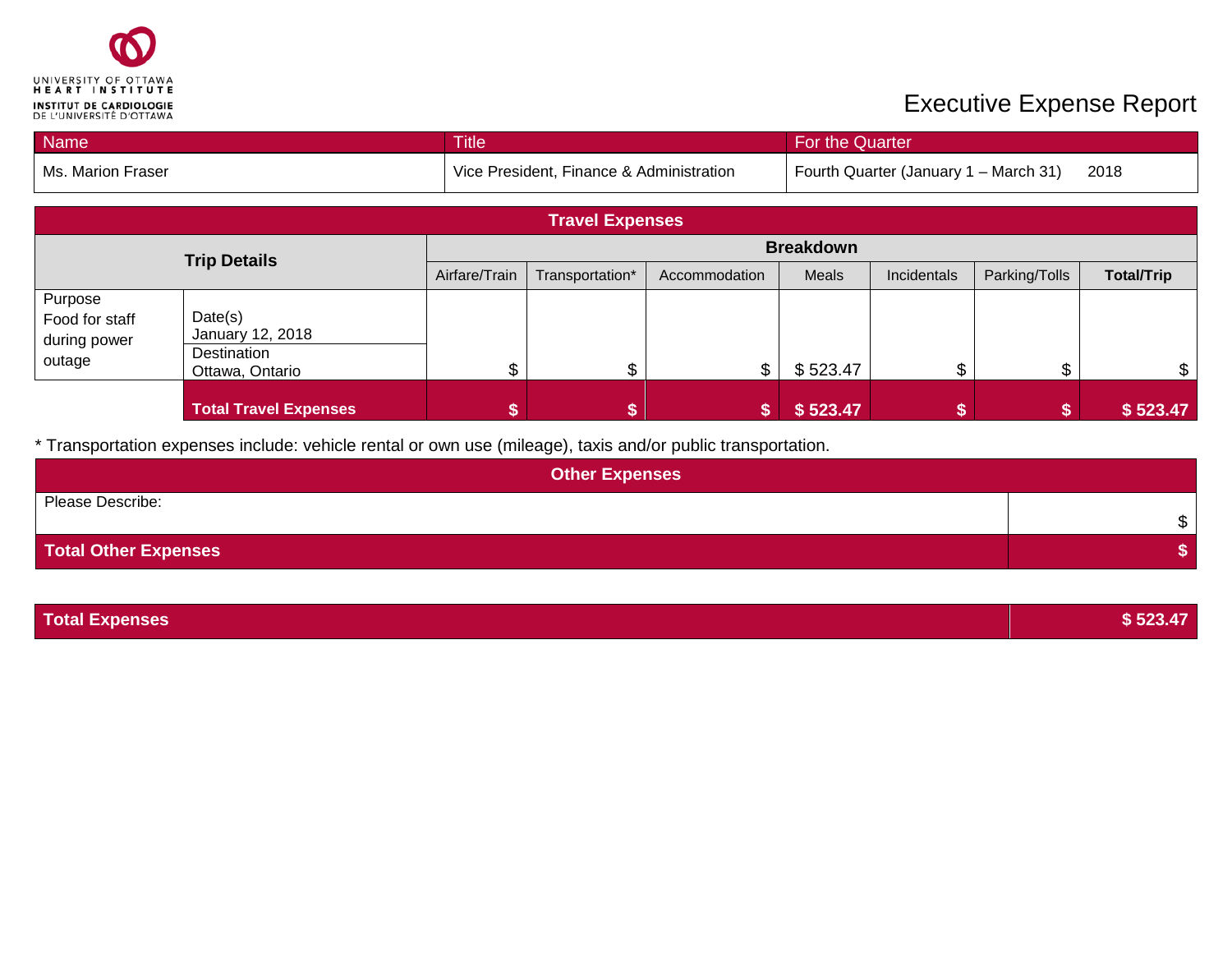UNIVERSITY OF OTTAWA HEART INSTITUTE
INSTITUT DE CARDIOLOGIE DE L'UNIVERSITÉ D'OTTAWA

# Executive Expense Report

| Name | Title | For the Quarter |
|---|---|---|
| Ms. Marion Fraser | Vice President, Finance & Administration | Fourth Quarter (January 1 – March 31) 2018 |

| Travel Expenses | | | | | | | | |
|---|---|---|---|---|---|---|---|---|
| **Trip Details** | | **Breakdown** | | | | | | |
| | | Airfare/Train | Transportation* | Accommodation | Meals | Incidentals | Parking/Tolls | **Total/Trip** |
| Purpose<br>Food for staff during power outage | Date(s)<br>January 12, 2018<br>Destination<br>Ottawa, Ontario | $ | $ | $ | $ 523.47 | $ | $ | $ |
| | **Total Travel Expenses** | **$** | **$** | **$** | **$ 523.47** | **$** | **$** | **$ 523.47** |

\* Transportation expenses include: vehicle rental or own use (mileage), taxis and/or public transportation.

| Other Expenses | |
|---|---|
| Please Describe: | $ |
| **Total Other Expenses** | **$** |

| | |
|---|---|
| **Total Expenses** | **$ 523.47** |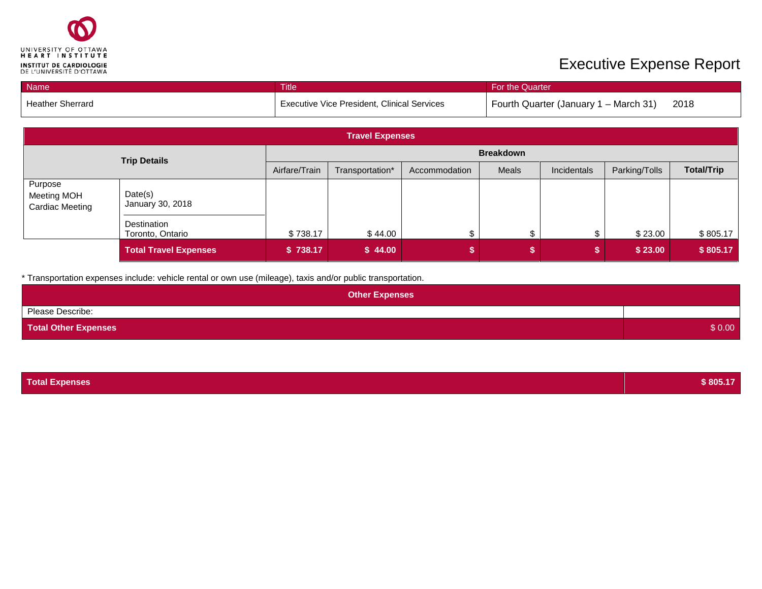UNIVERSITY OF OTTAWA HEART INSTITUTE
INSTITUT DE CARDIOLOGIE DE L'UNIVERSITÉ D'OTTAWA

# Executive Expense Report

| Name | Title | For the Quarter |
|---|---|---|
| Heather Sherrard | Executive Vice President, Clinical Services | Fourth Quarter (January 1 – March 31) 2018 |

**Travel Expenses**

| Trip Details | | Breakdown | | | | | | |
|---|---|---|---|---|---|---|---|---|
| | | Airfare/Train | Transportation* | Accommodation | Meals | Incidentals | Parking/Tolls | **Total/Trip** |
| Purpose<br>Meeting MOH Cardiac Meeting | Date(s)<br>January 30, 2018<br>Destination<br>Toronto, Ontario | $ 738.17 | $ 44.00 | $ | $ | $ | $ 23.00 | $ 805.17 |
| | **Total Travel Expenses** | **$ 738.17** | **$ 44.00** | **$** | **$** | **$** | **$ 23.00** | **$ 805.17** |

\* Transportation expenses include: vehicle rental or own use (mileage), taxis and/or public transportation.

**Other Expenses**

| | |
|---|---|
| Please Describe: | |
| **Total Other Expenses** | $ 0.00 |

| | |
|---|---|
| **Total Expenses** | **$ 805.17** |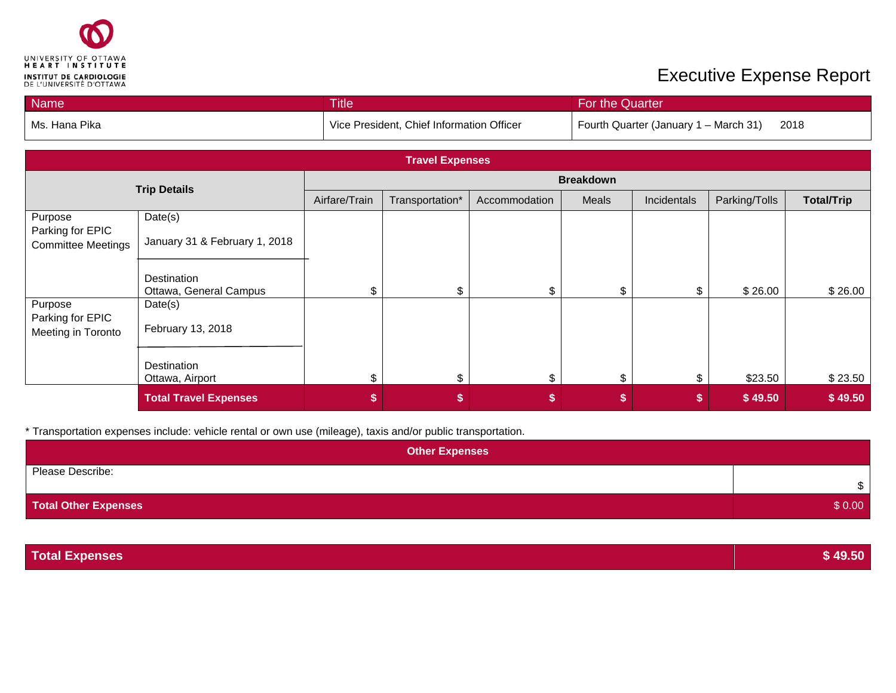UNIVERSITY OF OTTAWA HEART INSTITUTE
INSTITUT DE CARDIOLOGIE DE L'UNIVERSITÉ D'OTTAWA

# Executive Expense Report

| Name | Title | For the Quarter |
|---|---|---|
| Ms. Hana Pika | Vice President, Chief Information Officer | Fourth Quarter (January 1 – March 31) 2018 |

## Travel Expenses

| Trip Details | | Breakdown | | | | | | |
|---|---|---|---|---|---|---|---|---|
| | | Airfare/Train | Transportation* | Accommodation | Meals | Incidentals | Parking/Tolls | **Total/Trip** |
| Purpose<br>Parking for EPIC Committee Meetings | Date(s)<br>January 31 & February 1, 2018<br>Destination<br>Ottawa, General Campus | $ | $ | $ | $ | $ | $ 26.00 | $ 26.00 |
| Purpose<br>Parking for EPIC Meeting in Toronto | Date(s)<br>February 13, 2018<br>Destination<br>Ottawa, Airport | $ | $ | $ | $ | $ | $23.50 | $ 23.50 |
| | **Total Travel Expenses** | **$** | **$** | **$** | **$** | **$** | **$ 49.50** | **$ 49.50** |

* Transportation expenses include: vehicle rental or own use (mileage), taxis and/or public transportation.

## Other Expenses

| Other Expenses | |
|---|---|
| Please Describe: | $ |
| **Total Other Expenses** | $ 0.00 |

| | |
|---|---|
| **Total Expenses** | **$ 49.50** |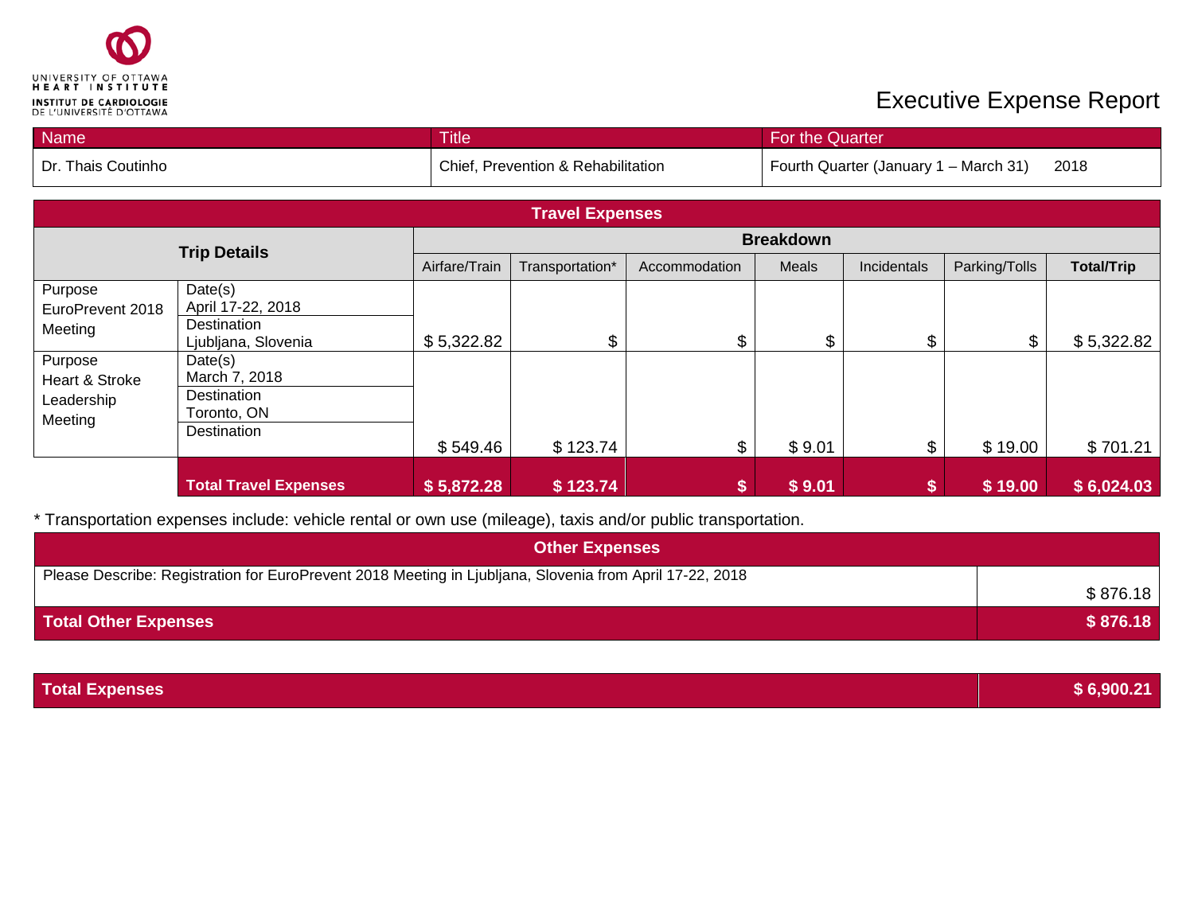UNIVERSITY OF OTTAWA
HEART INSTITUTE
INSTITUT DE CARDIOLOGIE
DE L'UNIVERSITÉ D'OTTAWA

# Executive Expense Report

| Name | Title | For the Quarter |
|---|---|---|
| Dr. Thais Coutinho | Chief, Prevention & Rehabilitation | Fourth Quarter (January 1 – March 31) 2018 |

## Travel Expenses

| Trip Details | | Breakdown | | | | | | |
|---|---|---|---|---|---|---|---|---|
| | | Airfare/Train | Transportation* | Accommodation | Meals | Incidentals | Parking/Tolls | **Total/Trip** |
| Purpose EuroPrevent 2018 Meeting | Date(s) April 17-22, 2018<br>Destination Ljubljana, Slovenia | $ 5,322.82 | $ | $ | $ | $ | $ | $ 5,322.82 |
| Purpose Heart & Stroke Leadership Meeting | Date(s) March 7, 2018<br>Destination Toronto, ON<br>Destination | $ 549.46 | $ 123.74 | $ | $ 9.01 | $ | $ 19.00 | $ 701.21 |
| | **Total Travel Expenses** | **$ 5,872.28** | **$ 123.74** | **$** | **$ 9.01** | **$** | **$ 19.00** | **$ 6,024.03** |

* Transportation expenses include: vehicle rental or own use (mileage), taxis and/or public transportation.

## Other Expenses

| | |
|---|---|
| Please Describe: Registration for EuroPrevent 2018 Meeting in Ljubljana, Slovenia from April 17-22, 2018 | $ 876.18 |
| **Total Other Expenses** | **$ 876.18** |

| | |
|---|---|
| **Total Expenses** | **$ 6,900.21** |